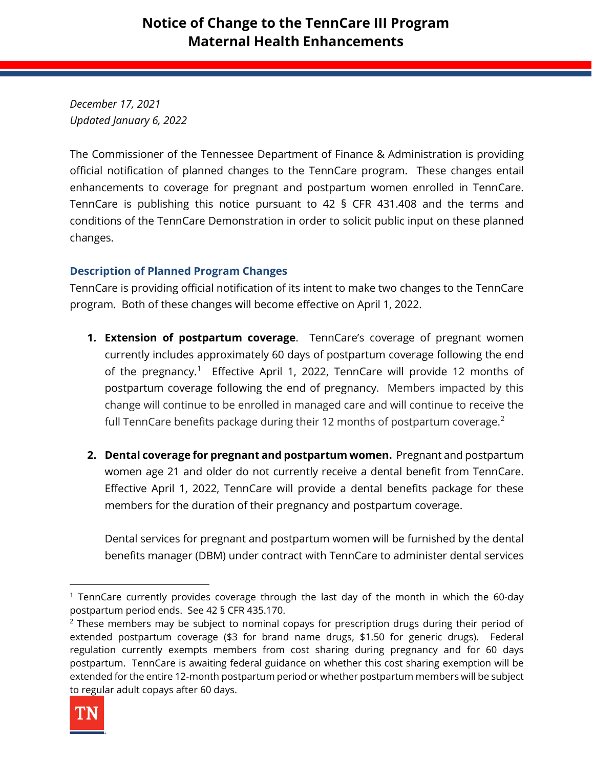# Notice of Change to the TennCare III Program
# Maternal Health Enhancements

*December 17, 2021*
*Updated January 6, 2022*

The Commissioner of the Tennessee Department of Finance & Administration is providing official notification of planned changes to the TennCare program. These changes entail enhancements to coverage for pregnant and postpartum women enrolled in TennCare. TennCare is publishing this notice pursuant to 42 § CFR 431.408 and the terms and conditions of the TennCare Demonstration in order to solicit public input on these planned changes.

### Description of Planned Program Changes

TennCare is providing official notification of its intent to make two changes to the TennCare program. Both of these changes will become effective on April 1, 2022.

1. **Extension of postpartum coverage**. TennCare's coverage of pregnant women currently includes approximately 60 days of postpartum coverage following the end of the pregnancy.[1] Effective April 1, 2022, TennCare will provide 12 months of postpartum coverage following the end of pregnancy. Members impacted by this change will continue to be enrolled in managed care and will continue to receive the full TennCare benefits package during their 12 months of postpartum coverage.[2]

2. **Dental coverage for pregnant and postpartum women.** Pregnant and postpartum women age 21 and older do not currently receive a dental benefit from TennCare. Effective April 1, 2022, TennCare will provide a dental benefits package for these members for the duration of their pregnancy and postpartum coverage.

   Dental services for pregnant and postpartum women will be furnished by the dental benefits manager (DBM) under contract with TennCare to administer dental services

---

[1] TennCare currently provides coverage through the last day of the month in which the 60-day postpartum period ends. See 42 § CFR 435.170.

[2] These members may be subject to nominal copays for prescription drugs during their period of extended postpartum coverage ($3 for brand name drugs, $1.50 for generic drugs). Federal regulation currently exempts members from cost sharing during pregnancy and for 60 days postpartum. TennCare is awaiting federal guidance on whether this cost sharing exemption will be extended for the entire 12-month postpartum period or whether postpartum members will be subject to regular adult copays after 60 days.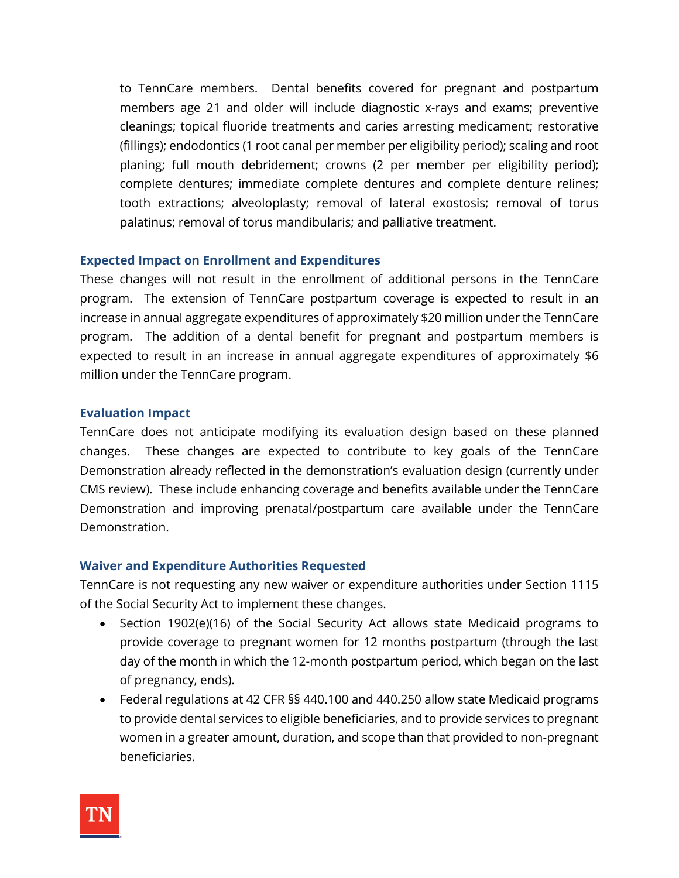to TennCare members. Dental benefits covered for pregnant and postpartum members age 21 and older will include diagnostic x-rays and exams; preventive cleanings; topical fluoride treatments and caries arresting medicament; restorative (fillings); endodontics (1 root canal per member per eligibility period); scaling and root planing; full mouth debridement; crowns (2 per member per eligibility period); complete dentures; immediate complete dentures and complete denture relines; tooth extractions; alveoloplasty; removal of lateral exostosis; removal of torus palatinus; removal of torus mandibularis; and palliative treatment.

### Expected Impact on Enrollment and Expenditures

These changes will not result in the enrollment of additional persons in the TennCare program. The extension of TennCare postpartum coverage is expected to result in an increase in annual aggregate expenditures of approximately $20 million under the TennCare program. The addition of a dental benefit for pregnant and postpartum members is expected to result in an increase in annual aggregate expenditures of approximately $6 million under the TennCare program.

### Evaluation Impact

TennCare does not anticipate modifying its evaluation design based on these planned changes. These changes are expected to contribute to key goals of the TennCare Demonstration already reflected in the demonstration's evaluation design (currently under CMS review). These include enhancing coverage and benefits available under the TennCare Demonstration and improving prenatal/postpartum care available under the TennCare Demonstration.

### Waiver and Expenditure Authorities Requested

TennCare is not requesting any new waiver or expenditure authorities under Section 1115 of the Social Security Act to implement these changes.

- Section 1902(e)(16) of the Social Security Act allows state Medicaid programs to provide coverage to pregnant women for 12 months postpartum (through the last day of the month in which the 12-month postpartum period, which began on the last of pregnancy, ends).
- Federal regulations at 42 CFR §§ 440.100 and 440.250 allow state Medicaid programs to provide dental services to eligible beneficiaries, and to provide services to pregnant women in a greater amount, duration, and scope than that provided to non-pregnant beneficiaries.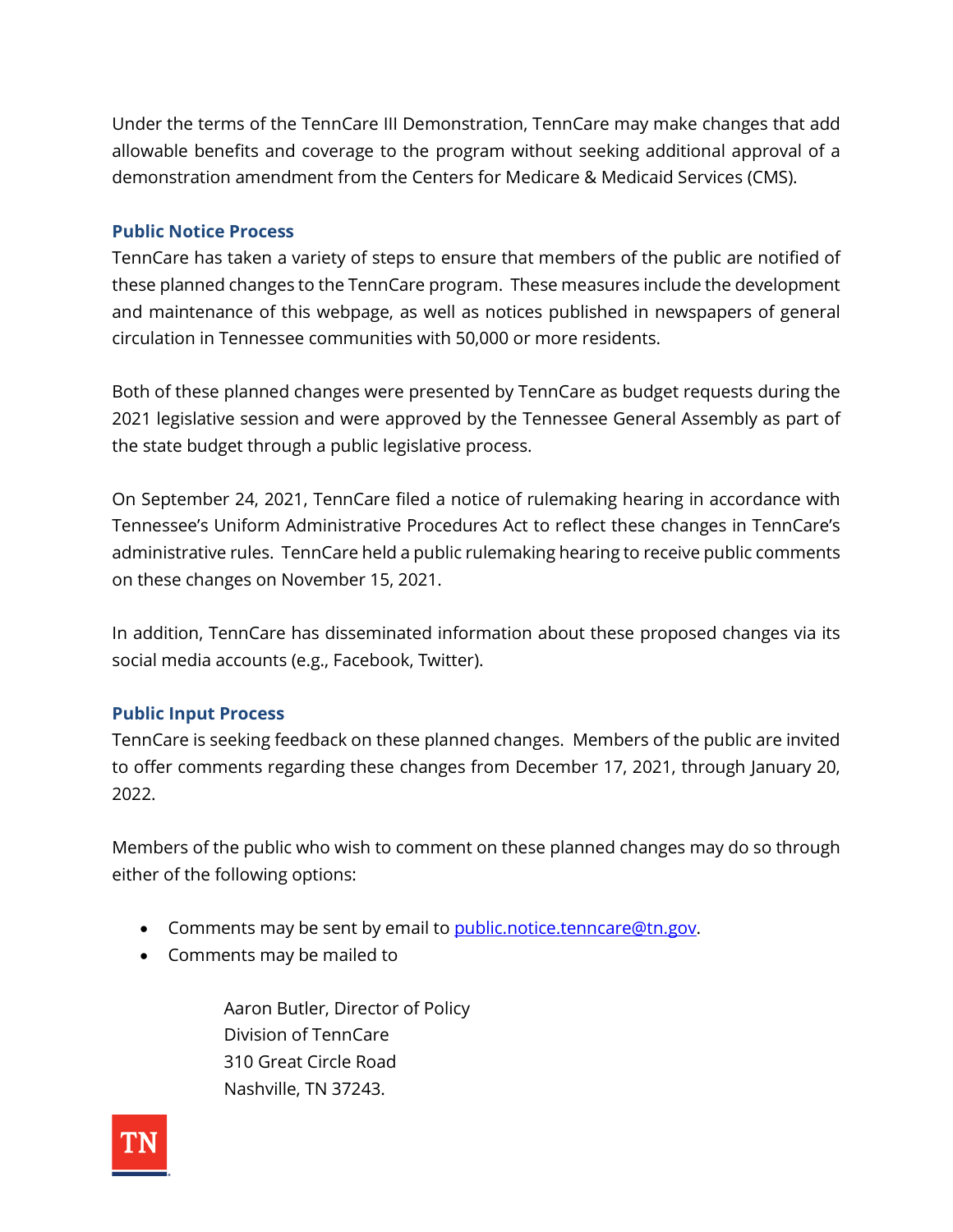Under the terms of the TennCare III Demonstration, TennCare may make changes that add allowable benefits and coverage to the program without seeking additional approval of a demonstration amendment from the Centers for Medicare & Medicaid Services (CMS).

### Public Notice Process

TennCare has taken a variety of steps to ensure that members of the public are notified of these planned changes to the TennCare program. These measures include the development and maintenance of this webpage, as well as notices published in newspapers of general circulation in Tennessee communities with 50,000 or more residents.

Both of these planned changes were presented by TennCare as budget requests during the 2021 legislative session and were approved by the Tennessee General Assembly as part of the state budget through a public legislative process.

On September 24, 2021, TennCare filed a notice of rulemaking hearing in accordance with Tennessee's Uniform Administrative Procedures Act to reflect these changes in TennCare's administrative rules. TennCare held a public rulemaking hearing to receive public comments on these changes on November 15, 2021.

In addition, TennCare has disseminated information about these proposed changes via its social media accounts (e.g., Facebook, Twitter).

### Public Input Process

TennCare is seeking feedback on these planned changes. Members of the public are invited to offer comments regarding these changes from December 17, 2021, through January 20, 2022.

Members of the public who wish to comment on these planned changes may do so through either of the following options:

- Comments may be sent by email to public.notice.tenncare@tn.gov.
- Comments may be mailed to

  Aaron Butler, Director of Policy
  Division of TennCare
  310 Great Circle Road
  Nashville, TN 37243.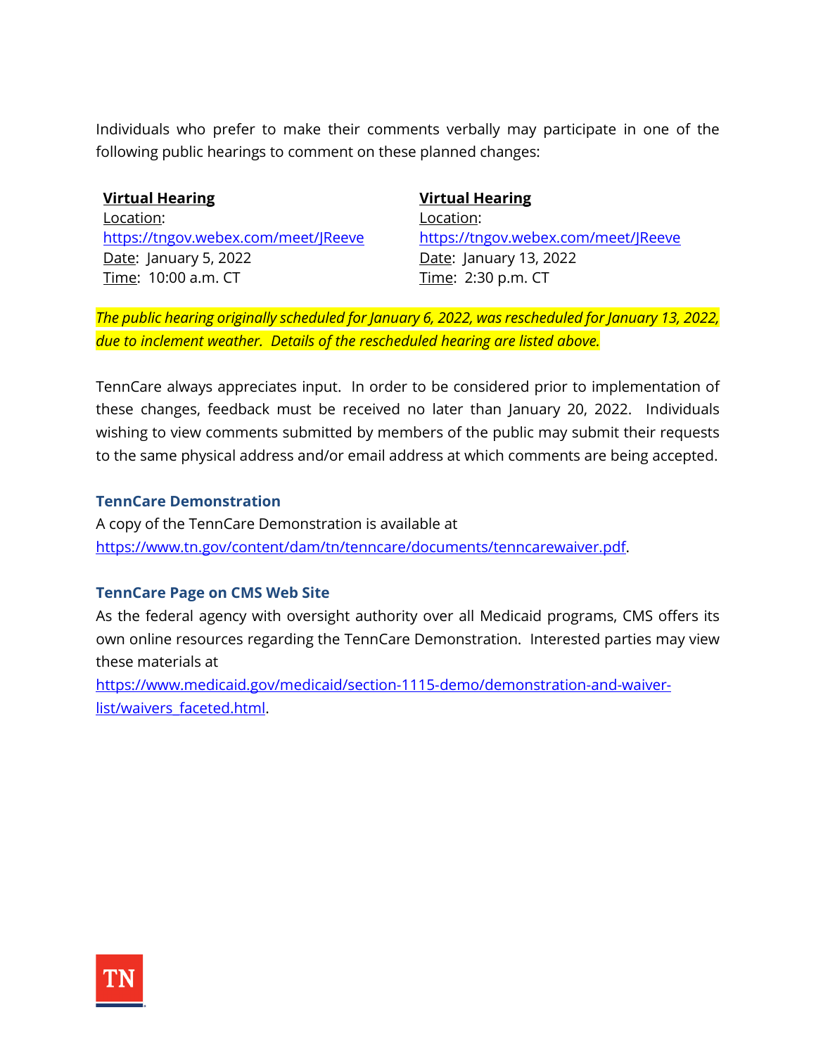Individuals who prefer to make their comments verbally may participate in one of the following public hearings to comment on these planned changes:

**Virtual Hearing**
Location:
https://tngov.webex.com/meet/JReeve
Date: January 5, 2022
Time: 10:00 a.m. CT

**Virtual Hearing**
Location:
https://tngov.webex.com/meet/JReeve
Date: January 13, 2022
Time: 2:30 p.m. CT

*The public hearing originally scheduled for January 6, 2022, was rescheduled for January 13, 2022, due to inclement weather. Details of the rescheduled hearing are listed above.*

TennCare always appreciates input. In order to be considered prior to implementation of these changes, feedback must be received no later than January 20, 2022. Individuals wishing to view comments submitted by members of the public may submit their requests to the same physical address and/or email address at which comments are being accepted.

### TennCare Demonstration

A copy of the TennCare Demonstration is available at
https://www.tn.gov/content/dam/tn/tenncare/documents/tenncarewaiver.pdf.

### TennCare Page on CMS Web Site

As the federal agency with oversight authority over all Medicaid programs, CMS offers its own online resources regarding the TennCare Demonstration. Interested parties may view these materials at
https://www.medicaid.gov/medicaid/section-1115-demo/demonstration-and-waiver-list/waivers_faceted.html.